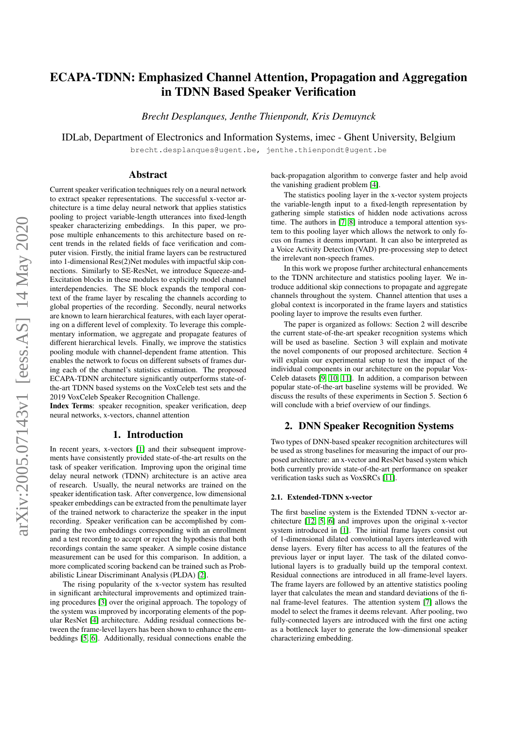# ECAPA-TDNN: Emphasized Channel Attention, Propagation and Aggregation in TDNN Based Speaker Verification

*Brecht Desplanques, Jenthe Thienpondt, Kris Demuynck*

IDLab, Department of Electronics and Information Systems, imec - Ghent University, Belgium

brecht.desplanques@ugent.be, jenthe.thienpondt@ugent.be

## Abstract

Current speaker verification techniques rely on a neural network to extract speaker representations. The successful x-vector architecture is a time delay neural network that applies statistics pooling to project variable-length utterances into fixed-length speaker characterizing embeddings. In this paper, we propose multiple enhancements to this architecture based on recent trends in the related fields of face verification and computer vision. Firstly, the initial frame layers can be restructured into 1-dimensional Res(2)Net modules with impactful skip connections. Similarly to SE-ResNet, we introduce Squeeze-and-Excitation blocks in these modules to explicitly model channel interdependencies. The SE block expands the temporal context of the frame layer by rescaling the channels according to global properties of the recording. Secondly, neural networks are known to learn hierarchical features, with each layer operating on a different level of complexity. To leverage this complementary information, we aggregate and propagate features of different hierarchical levels. Finally, we improve the statistics pooling module with channel-dependent frame attention. This enables the network to focus on different subsets of frames during each of the channel's statistics estimation. The proposed ECAPA-TDNN architecture significantly outperforms state-of-the-art TDNN based systems on the VoxCeleb test sets and the 2019 VoxCeleb Speaker Recognition Challenge.

**Index Terms**: speaker recognition, speaker verification, deep neural networks, x-vectors, channel attention

## 1. Introduction

In recent years, x-vectors [1] and their subsequent improvements have consistently provided state-of-the-art results on the task of speaker verification. Improving upon the original time delay neural network (TDNN) architecture is an active area of research. Usually, the neural networks are trained on the speaker identification task. After convergence, low dimensional speaker embeddings can be extracted from the penultimate layer of the trained network to characterize the speaker in the input recording. Speaker verification can be accomplished by comparing the two embeddings corresponding with an enrollment and a test recording to accept or reject the hypothesis that both recordings contain the same speaker. A simple cosine distance measurement can be used for this comparison. In addition, a more complicated scoring backend can be trained such as Probabilistic Linear Discriminant Analysis (PLDA) [2].

The rising popularity of the x-vector system has resulted in significant architectural improvements and optimized training procedures [3] over the original approach. The topology of the system was improved by incorporating elements of the popular ResNet [4] architecture. Adding residual connections between the frame-level layers has been shown to enhance the embeddings [5, 6]. Additionally, residual connections enable the back-propagation algorithm to converge faster and help avoid the vanishing gradient problem [4].

The statistics pooling layer in the x-vector system projects the variable-length input to a fixed-length representation by gathering simple statistics of hidden node activations across time. The authors in [7, 8] introduce a temporal attention system to this pooling layer which allows the network to only focus on frames it deems important. It can also be interpreted as a Voice Activity Detection (VAD) pre-processing step to detect the irrelevant non-speech frames.

In this work we propose further architectural enhancements to the TDNN architecture and statistics pooling layer. We introduce additional skip connections to propagate and aggregate channels throughout the system. Channel attention that uses a global context is incorporated in the frame layers and statistics pooling layer to improve the results even further.

The paper is organized as follows: Section 2 will describe the current state-of-the-art speaker recognition systems which will be used as baseline. Section 3 will explain and motivate the novel components of our proposed architecture. Section 4 will explain our experimental setup to test the impact of the individual components in our architecture on the popular VoxCeleb datasets [9, 10, 11]. In addition, a comparison between popular state-of-the-art baseline systems will be provided. We discuss the results of these experiments in Section 5. Section 6 will conclude with a brief overview of our findings.

## 2. DNN Speaker Recognition Systems

Two types of DNN-based speaker recognition architectures will be used as strong baselines for measuring the impact of our proposed architecture: an x-vector and ResNet based system which both currently provide state-of-the-art performance on speaker verification tasks such as VoxSRCs [11].

### 2.1. Extended-TDNN x-vector

The first baseline system is the Extended TDNN x-vector architecture [12, 5, 6] and improves upon the original x-vector system introduced in [1]. The initial frame layers consist out of 1-dimensional dilated convolutional layers interleaved with dense layers. Every filter has access to all the features of the previous layer or input layer. The task of the dilated convolutional layers is to gradually build up the temporal context. Residual connections are introduced in all frame-level layers. The frame layers are followed by an attentive statistics pooling layer that calculates the mean and standard deviations of the final frame-level features. The attention system [7] allows the model to select the frames it deems relevant. After pooling, two fully-connected layers are introduced with the first one acting as a bottleneck layer to generate the low-dimensional speaker characterizing embedding.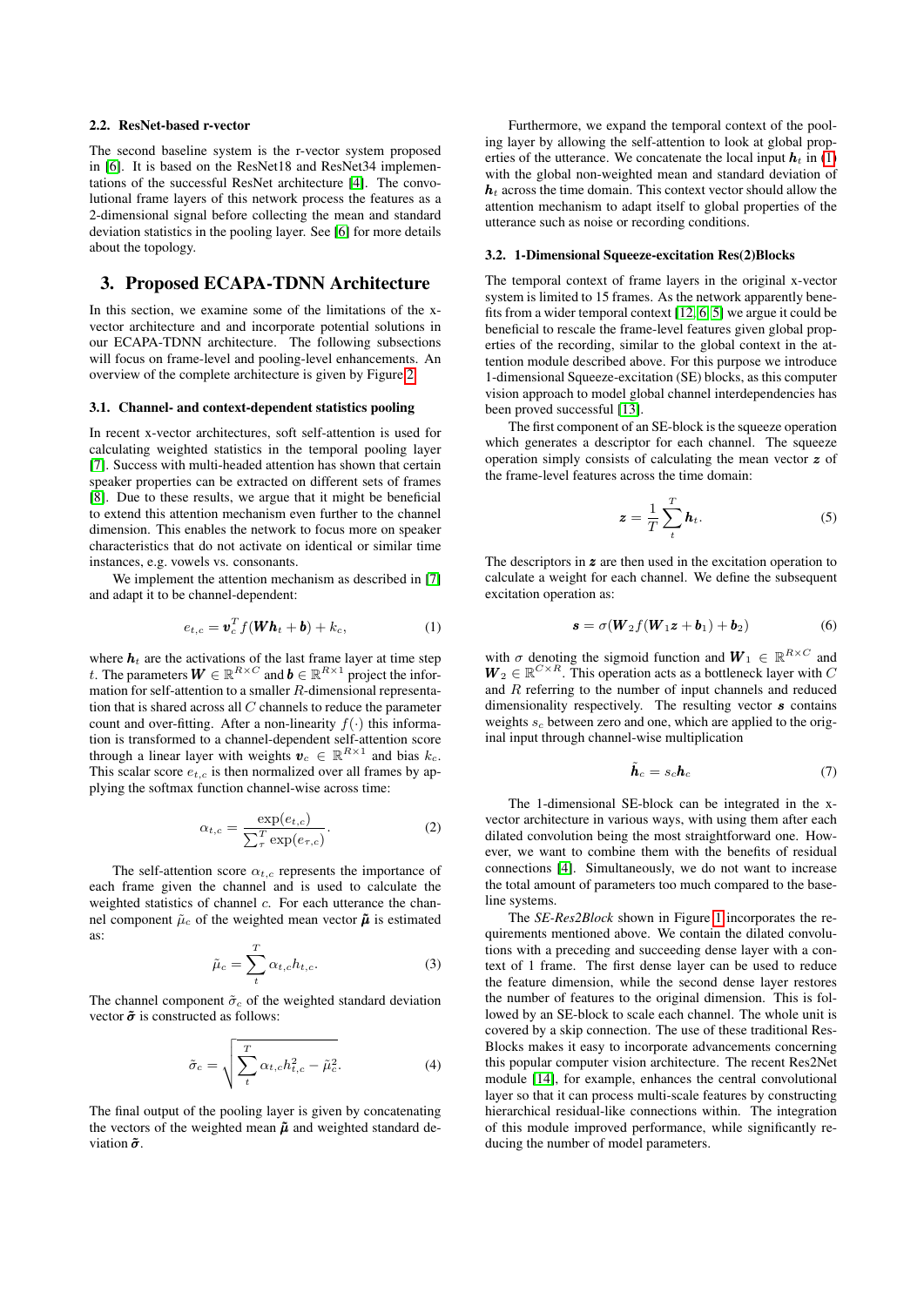### 2.2. ResNet-based r-vector

The second baseline system is the r-vector system proposed in [6]. It is based on the ResNet18 and ResNet34 implementations of the successful ResNet architecture [4]. The convolutional frame layers of this network process the features as a 2-dimensional signal before collecting the mean and standard deviation statistics in the pooling layer. See [6] for more details about the topology.

## 3. Proposed ECAPA-TDNN Architecture

In this section, we examine some of the limitations of the x-vector architecture and and incorporate potential solutions in our ECAPA-TDNN architecture. The following subsections will focus on frame-level and pooling-level enhancements. An overview of the complete architecture is given by Figure 2.

### 3.1. Channel- and context-dependent statistics pooling

In recent x-vector architectures, soft self-attention is used for calculating weighted statistics in the temporal pooling layer [7]. Success with multi-headed attention has shown that certain speaker properties can be extracted on different sets of frames [8]. Due to these results, we argue that it might be beneficial to extend this attention mechanism even further to the channel dimension. This enables the network to focus more on speaker characteristics that do not activate on identical or similar time instances, e.g. vowels vs. consonants.

We implement the attention mechanism as described in [7] and adapt it to be channel-dependent:

$$e_{t,c} = \boldsymbol{v}_c^T f(\boldsymbol{W}\boldsymbol{h}_t + \boldsymbol{b}) + k_c, \tag{1}$$

where $\boldsymbol{h}_t$ are the activations of the last frame layer at time step $t$. The parameters $\boldsymbol{W} \in \mathbb{R}^{R \times C}$ and $\boldsymbol{b} \in \mathbb{R}^{R \times 1}$ project the information for self-attention to a smaller $R$-dimensional representation that is shared across all $C$ channels to reduce the parameter count and over-fitting. After a non-linearity $f(\cdot)$ this information is transformed to a channel-dependent self-attention score through a linear layer with weights $\boldsymbol{v}_c \in \mathbb{R}^{R \times 1}$ and bias $k_c$. This scalar score $e_{t,c}$ is then normalized over all frames by applying the softmax function channel-wise across time:

$$\alpha_{t,c} = \frac{\exp(e_{t,c})}{\sum_{\tau}^{T} \exp(e_{\tau,c})}. \tag{2}$$

The self-attention score $\alpha_{t,c}$ represents the importance of each frame given the channel and is used to calculate the weighted statistics of channel $c$. For each utterance the channel component $\tilde{\mu}_c$ of the weighted mean vector $\tilde{\boldsymbol{\mu}}$ is estimated as:

$$\tilde{\mu}_c = \sum_{t}^{T} \alpha_{t,c} h_{t,c}. \tag{3}$$

The channel component $\tilde{\sigma}_c$ of the weighted standard deviation vector $\tilde{\boldsymbol{\sigma}}$ is constructed as follows:

$$\tilde{\sigma}_c = \sqrt{\sum_{t}^{T} \alpha_{t,c} h_{t,c}^2 - \tilde{\mu}_c^2}. \tag{4}$$

The final output of the pooling layer is given by concatenating the vectors of the weighted mean $\tilde{\boldsymbol{\mu}}$ and weighted standard deviation $\tilde{\boldsymbol{\sigma}}$.

Furthermore, we expand the temporal context of the pooling layer by allowing the self-attention to look at global properties of the utterance. We concatenate the local input $\boldsymbol{h}_t$ in (1) with the global non-weighted mean and standard deviation of $\boldsymbol{h}_t$ across the time domain. This context vector should allow the attention mechanism to adapt itself to global properties of the utterance such as noise or recording conditions.

### 3.2. 1-Dimensional Squeeze-excitation Res(2)Blocks

The temporal context of frame layers in the original x-vector system is limited to 15 frames. As the network apparently benefits from a wider temporal context [12, 6, 5] we argue it could be beneficial to rescale the frame-level features given global properties of the recording, similar to the global context in the attention module described above. For this purpose we introduce 1-dimensional Squeeze-excitation (SE) blocks, as this computer vision approach to model global channel interdependencies has been proved successful [13].

The first component of an SE-block is the squeeze operation which generates a descriptor for each channel. The squeeze operation simply consists of calculating the mean vector $\boldsymbol{z}$ of the frame-level features across the time domain:

$$\boldsymbol{z} = \frac{1}{T} \sum_{t}^{T} \boldsymbol{h}_t. \tag{5}$$

The descriptors in $\boldsymbol{z}$ are then used in the excitation operation to calculate a weight for each channel. We define the subsequent excitation operation as:

$$\boldsymbol{s} = \sigma(\boldsymbol{W}_2 f(\boldsymbol{W}_1 \boldsymbol{z} + \boldsymbol{b}_1) + \boldsymbol{b}_2) \tag{6}$$

with $\sigma$ denoting the sigmoid function and $\boldsymbol{W}_1 \in \mathbb{R}^{R \times C}$ and $\boldsymbol{W}_2 \in \mathbb{R}^{C \times R}$. This operation acts as a bottleneck layer with $C$ and $R$ referring to the number of input channels and reduced dimensionality respectively. The resulting vector $\boldsymbol{s}$ contains weights $s_c$ between zero and one, which are applied to the original input through channel-wise multiplication

$$\tilde{\boldsymbol{h}}_c = s_c \boldsymbol{h}_c \tag{7}$$

The 1-dimensional SE-block can be integrated in the x-vector architecture in various ways, with using them after each dilated convolution being the most straightforward one. However, we want to combine them with the benefits of residual connections [4]. Simultaneously, we do not want to increase the total amount of parameters too much compared to the baseline systems.

The *SE-Res2Block* shown in Figure 1 incorporates the requirements mentioned above. We contain the dilated convolutions with a preceding and succeeding dense layer with a context of 1 frame. The first dense layer can be used to reduce the feature dimension, while the second dense layer restores the number of features to the original dimension. This is followed by an SE-block to scale each channel. The whole unit is covered by a skip connection. The use of these traditional ResBlocks makes it easy to incorporate advancements concerning this popular computer vision architecture. The recent Res2Net module [14], for example, enhances the central convolutional layer so that it can process multi-scale features by constructing hierarchical residual-like connections within. The integration of this module improved performance, while significantly reducing the number of model parameters.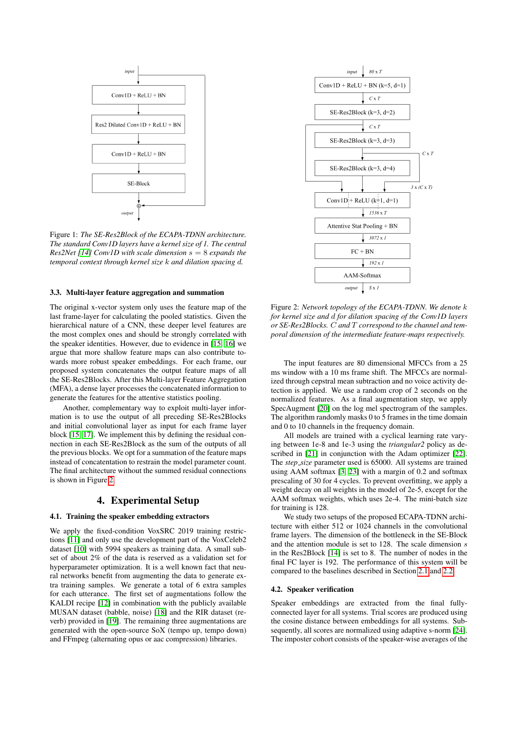Figure 1: *The SE-Res2Block of the ECAPA-TDNN architecture. The standard Conv1D layers have a kernel size of 1. The central Res2Net [14] Conv1D with scale dimension $s = 8$ expands the temporal context through kernel size $k$ and dilation spacing $d$.*

### 3.3. Multi-layer feature aggregation and summation

The original x-vector system only uses the feature map of the last frame-layer for calculating the pooled statistics. Given the hierarchical nature of a CNN, these deeper level features are the most complex ones and should be strongly correlated with the speaker identities. However, due to evidence in [15, 16] we argue that more shallow feature maps can also contribute towards more robust speaker embeddings. For each frame, our proposed system concatenates the output feature maps of all the SE-Res2Blocks. After this Multi-layer Feature Aggregation (MFA), a dense layer processes the concatenated information to generate the features for the attentive statistics pooling.

Another, complementary way to exploit multi-layer information is to use the output of all preceding SE-Res2Blocks and initial convolutional layer as input for each frame layer block [15, 17]. We implement this by defining the residual connection in each SE-Res2Block as the sum of the outputs of all the previous blocks. We opt for a summation of the feature maps instead of concatenation to restrain the model parameter count. The final architecture without the summed residual connections is shown in Figure 2.

Figure 2: *Network topology of the ECAPA-TDNN. We denote $k$ for kernel size and $d$ for dilation spacing of the Conv1D layers or SE-Res2Blocks. $C$ and $T$ correspond to the channel and temporal dimension of the intermediate feature-maps respectively.*

## 4. Experimental Setup

### 4.1. Training the speaker embedding extractors

We apply the fixed-condition VoxSRC 2019 training restrictions [11] and only use the development part of the VoxCeleb2 dataset [10] with 5994 speakers as training data. A small subset of about 2% of the data is reserved as a validation set for hyperparameter optimization. It is a well known fact that neural networks benefit from augmenting the data to generate extra training samples. We generate a total of 6 extra samples for each utterance. The first set of augmentations follow the KALDI recipe [12] in combination with the publicly available MUSAN dataset (babble, noise) [18] and the RIR dataset (reverb) provided in [19]. The remaining three augmentations are generated with the open-source SoX (tempo up, tempo down) and FFmpeg (alternating opus or aac compression) libraries.

The input features are 80 dimensional MFCCs from a 25 ms window with a 10 ms frame shift. The MFCCs are normalized through cepstral mean subtraction and no voice activity detection is applied. We use a random crop of 2 seconds on the normalized features. As a final augmentation step, we apply SpecAugment [20] on the log mel spectrogram of the samples. The algorithm randomly masks 0 to 5 frames in the time domain and 0 to 10 channels in the frequency domain.

All models are trained with a cyclical learning rate varying between 1e-8 and 1e-3 using the *triangular2* policy as described in [21] in conjunction with the Adam optimizer [22]. The *step_size* parameter used is 65000. All systems are trained using AAM softmax [3, 23] with a margin of 0.2 and softmax prescaling of 30 for 4 cycles. To prevent overfitting, we apply a weight decay on all weights in the model of 2e-5, except for the AAM softmax weights, which uses 2e-4. The mini-batch size for training is 128.

We study two setups of the proposed ECAPA-TDNN architecture with either 512 or 1024 channels in the convolutional frame layers. The dimension of the bottleneck in the SE-Block and the attention module is set to 128. The scale dimension $s$ in the Res2Block [14] is set to 8. The number of nodes in the final FC layer is 192. The performance of this system will be compared to the baselines described in Section 2.1 and 2.2.

### 4.2. Speaker verification

Speaker embeddings are extracted from the final fully-connected layer for all systems. Trial scores are produced using the cosine distance between embeddings for all systems. Subsequently, all scores are normalized using adaptive s-norm [24]. The imposter cohort consists of the speaker-wise averages of the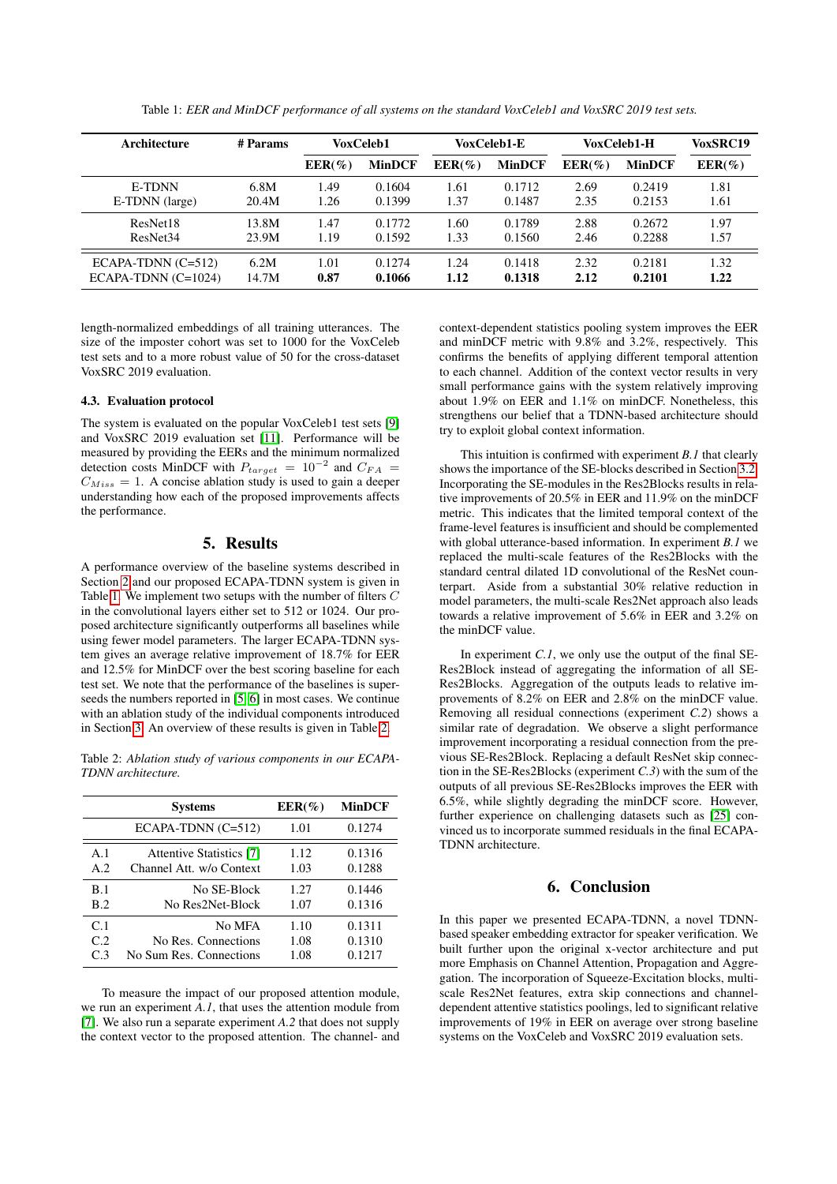Table 1: *EER and MinDCF performance of all systems on the standard VoxCeleb1 and VoxSRC 2019 test sets.*

| Architecture | # Params | VoxCeleb1 | | VoxCeleb1-E | | VoxCeleb1-H | | VoxSRC19 |
|---|---|---|---|---|---|---|---|---|
| | | EER(%) | MinDCF | EER(%) | MinDCF | EER(%) | MinDCF | EER(%) |
| E-TDNN | 6.8M | 1.49 | 0.1604 | 1.61 | 0.1712 | 2.69 | 0.2419 | 1.81 |
| E-TDNN (large) | 20.4M | 1.26 | 0.1399 | 1.37 | 0.1487 | 2.35 | 0.2153 | 1.61 |
| ResNet18 | 13.8M | 1.47 | 0.1772 | 1.60 | 0.1789 | 2.88 | 0.2672 | 1.97 |
| ResNet34 | 23.9M | 1.19 | 0.1592 | 1.33 | 0.1560 | 2.46 | 0.2288 | 1.57 |
| ECAPA-TDNN (C=512) | 6.2M | 1.01 | 0.1274 | 1.24 | 0.1418 | 2.32 | 0.2181 | 1.32 |
| ECAPA-TDNN (C=1024) | 14.7M | **0.87** | **0.1066** | **1.12** | **0.1318** | **2.12** | **0.2101** | **1.22** |

length-normalized embeddings of all training utterances. The size of the imposter cohort was set to 1000 for the VoxCeleb test sets and to a more robust value of 50 for the cross-dataset VoxSRC 2019 evaluation.

### 4.3. Evaluation protocol

The system is evaluated on the popular VoxCeleb1 test sets [9] and VoxSRC 2019 evaluation set [11]. Performance will be measured by providing the EERs and the minimum normalized detection costs MinDCF with $P_{target} = 10^{-2}$ and $C_{FA} = C_{Miss} = 1$. A concise ablation study is used to gain a deeper understanding how each of the proposed improvements affects the performance.

## 5. Results

A performance overview of the baseline systems described in Section 2 and our proposed ECAPA-TDNN system is given in Table 1. We implement two setups with the number of filters $C$ in the convolutional layers either set to 512 or 1024. Our proposed architecture significantly outperforms all baselines while using fewer model parameters. The larger ECAPA-TDNN system gives an average relative improvement of 18.7% for EER and 12.5% for MinDCF over the best scoring baseline for each test set. We note that the performance of the baselines is superseeds the numbers reported in [5, 6] in most cases. We continue with an ablation study of the individual components introduced in Section 3. An overview of these results is given in Table 2.

Table 2: *Ablation study of various components in our ECAPA-TDNN architecture.*

| | Systems | EER(%) | MinDCF |
|---|---|---|---|
| | ECAPA-TDNN (C=512) | 1.01 | 0.1274 |
| A.1 | Attentive Statistics [7] | 1.12 | 0.1316 |
| A.2 | Channel Att. w/o Context | 1.03 | 0.1288 |
| B.1 | No SE-Block | 1.27 | 0.1446 |
| B.2 | No Res2Net-Block | 1.07 | 0.1316 |
| C.1 | No MFA | 1.10 | 0.1311 |
| C.2 | No Res. Connections | 1.08 | 0.1310 |
| C.3 | No Sum Res. Connections | 1.08 | 0.1217 |

To measure the impact of our proposed attention module, we run an experiment *A.1*, that uses the attention module from [7]. We also run a separate experiment *A.2* that does not supply the context vector to the proposed attention. The channel- and context-dependent statistics pooling system improves the EER and minDCF metric with 9.8% and 3.2%, respectively. This confirms the benefits of applying different temporal attention to each channel. Addition of the context vector results in very small performance gains with the system relatively improving about 1.9% on EER and 1.1% on minDCF. Nonetheless, this strengthens our belief that a TDNN-based architecture should try to exploit global context information.

This intuition is confirmed with experiment *B.1* that clearly shows the importance of the SE-blocks described in Section 3.2. Incorporating the SE-modules in the Res2Blocks results in relative improvements of 20.5% in EER and 11.9% on the minDCF metric. This indicates that the limited temporal context of the frame-level features is insufficient and should be complemented with global utterance-based information. In experiment *B.1* we replaced the multi-scale features of the Res2Blocks with the standard central dilated 1D convolutional of the ResNet counterpart. Aside from a substantial 30% relative reduction in model parameters, the multi-scale Res2Net approach also leads towards a relative improvement of 5.6% in EER and 3.2% on the minDCF value.

In experiment *C.1*, we only use the output of the final SE-Res2Block instead of aggregating the information of all SE-Res2Blocks. Aggregation of the outputs leads to relative improvements of 8.2% on EER and 2.8% on the minDCF value. Removing all residual connections (experiment *C.2*) shows a similar rate of degradation. We observe a slight performance improvement incorporating a residual connection from the previous SE-Res2Block. Replacing a default ResNet skip connection in the SE-Res2Blocks (experiment *C.3*) with the sum of the outputs of all previous SE-Res2Blocks improves the EER with 6.5%, while slightly degrading the minDCF score. However, further experience on challenging datasets such as [25] convinced us to incorporate summed residuals in the final ECAPA-TDNN architecture.

## 6. Conclusion

In this paper we presented ECAPA-TDNN, a novel TDNN-based speaker embedding extractor for speaker verification. We built further upon the original x-vector architecture and put more Emphasis on Channel Attention, Propagation and Aggregation. The incorporation of Squeeze-Excitation blocks, multi-scale Res2Net features, extra skip connections and channel-dependent attentive statistics poolings, led to significant relative improvements of 19% in EER on average over strong baseline systems on the VoxCeleb and VoxSRC 2019 evaluation sets.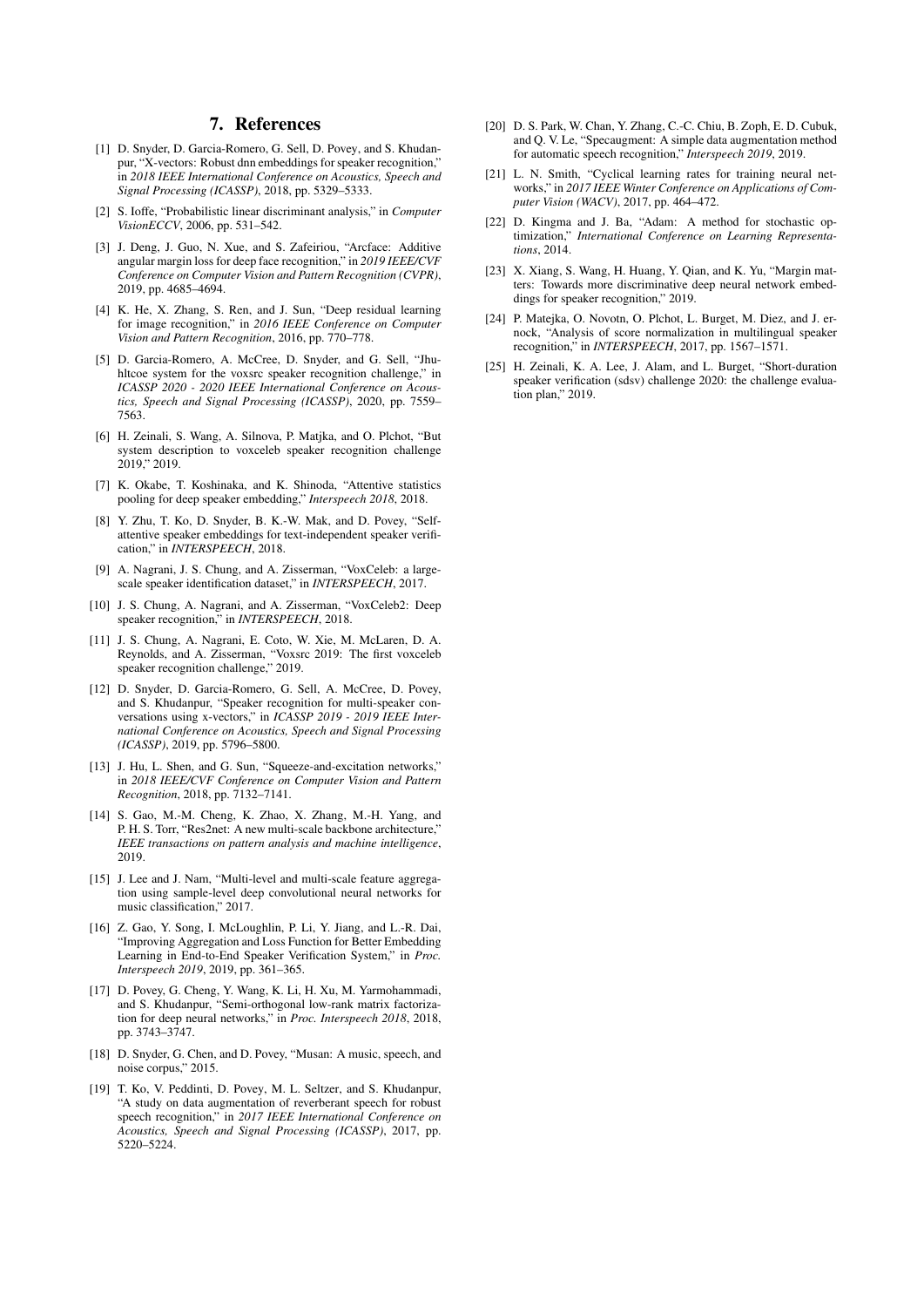## 7. References

[1] D. Snyder, D. Garcia-Romero, G. Sell, D. Povey, and S. Khudanpur, "X-vectors: Robust dnn embeddings for speaker recognition," in *2018 IEEE International Conference on Acoustics, Speech and Signal Processing (ICASSP)*, 2018, pp. 5329–5333.

[2] S. Ioffe, "Probabilistic linear discriminant analysis," in *Computer VisionECCV*, 2006, pp. 531–542.

[3] J. Deng, J. Guo, N. Xue, and S. Zafeiriou, "Arcface: Additive angular margin loss for deep face recognition," in *2019 IEEE/CVF Conference on Computer Vision and Pattern Recognition (CVPR)*, 2019, pp. 4685–4694.

[4] K. He, X. Zhang, S. Ren, and J. Sun, "Deep residual learning for image recognition," in *2016 IEEE Conference on Computer Vision and Pattern Recognition*, 2016, pp. 770–778.

[5] D. Garcia-Romero, A. McCree, D. Snyder, and G. Sell, "Jhuhltcoe system for the voxsrc speaker recognition challenge," in *ICASSP 2020 - 2020 IEEE International Conference on Acoustics, Speech and Signal Processing (ICASSP)*, 2020, pp. 7559–7563.

[6] H. Zeinali, S. Wang, A. Silnova, P. Matjka, and O. Plchot, "But system description to voxceleb speaker recognition challenge 2019," 2019.

[7] K. Okabe, T. Koshinaka, and K. Shinoda, "Attentive statistics pooling for deep speaker embedding," *Interspeech 2018*, 2018.

[8] Y. Zhu, T. Ko, D. Snyder, B. K.-W. Mak, and D. Povey, "Self-attentive speaker embeddings for text-independent speaker verification," in *INTERSPEECH*, 2018.

[9] A. Nagrani, J. S. Chung, and A. Zisserman, "VoxCeleb: a large-scale speaker identification dataset," in *INTERSPEECH*, 2017.

[10] J. S. Chung, A. Nagrani, and A. Zisserman, "VoxCeleb2: Deep speaker recognition," in *INTERSPEECH*, 2018.

[11] J. S. Chung, A. Nagrani, E. Coto, W. Xie, M. McLaren, D. A. Reynolds, and A. Zisserman, "Voxsrc 2019: The first voxceleb speaker recognition challenge," 2019.

[12] D. Snyder, D. Garcia-Romero, G. Sell, A. McCree, D. Povey, and S. Khudanpur, "Speaker recognition for multi-speaker conversations using x-vectors," in *ICASSP 2019 - 2019 IEEE International Conference on Acoustics, Speech and Signal Processing (ICASSP)*, 2019, pp. 5796–5800.

[13] J. Hu, L. Shen, and G. Sun, "Squeeze-and-excitation networks," in *2018 IEEE/CVF Conference on Computer Vision and Pattern Recognition*, 2018, pp. 7132–7141.

[14] S. Gao, M.-M. Cheng, K. Zhao, X. Zhang, M.-H. Yang, and P. H. S. Torr, "Res2net: A new multi-scale backbone architecture," *IEEE transactions on pattern analysis and machine intelligence*, 2019.

[15] J. Lee and J. Nam, "Multi-level and multi-scale feature aggregation using sample-level deep convolutional neural networks for music classification," 2017.

[16] Z. Gao, Y. Song, I. McLoughlin, P. Li, Y. Jiang, and L.-R. Dai, "Improving Aggregation and Loss Function for Better Embedding Learning in End-to-End Speaker Verification System," in *Proc. Interspeech 2019*, 2019, pp. 361–365.

[17] D. Povey, G. Cheng, Y. Wang, K. Li, H. Xu, M. Yarmohammadi, and S. Khudanpur, "Semi-orthogonal low-rank matrix factorization for deep neural networks," in *Proc. Interspeech 2018*, 2018, pp. 3743–3747.

[18] D. Snyder, G. Chen, and D. Povey, "Musan: A music, speech, and noise corpus," 2015.

[19] T. Ko, V. Peddinti, D. Povey, M. L. Seltzer, and S. Khudanpur, "A study on data augmentation of reverberant speech for robust speech recognition," in *2017 IEEE International Conference on Acoustics, Speech and Signal Processing (ICASSP)*, 2017, pp. 5220–5224.

[20] D. S. Park, W. Chan, Y. Zhang, C.-C. Chiu, B. Zoph, E. D. Cubuk, and Q. V. Le, "Specaugment: A simple data augmentation method for automatic speech recognition," *Interspeech 2019*, 2019.

[21] L. N. Smith, "Cyclical learning rates for training neural networks," in *2017 IEEE Winter Conference on Applications of Computer Vision (WACV)*, 2017, pp. 464–472.

[22] D. Kingma and J. Ba, "Adam: A method for stochastic optimization," *International Conference on Learning Representations*, 2014.

[23] X. Xiang, S. Wang, H. Huang, Y. Qian, and K. Yu, "Margin matters: Towards more discriminative deep neural network embeddings for speaker recognition," 2019.

[24] P. Matejka, O. Novotn, O. Plchot, L. Burget, M. Diez, and J. ernock, "Analysis of score normalization in multilingual speaker recognition," in *INTERSPEECH*, 2017, pp. 1567–1571.

[25] H. Zeinali, K. A. Lee, J. Alam, and L. Burget, "Short-duration speaker verification (sdsv) challenge 2020: the challenge evaluation plan," 2019.